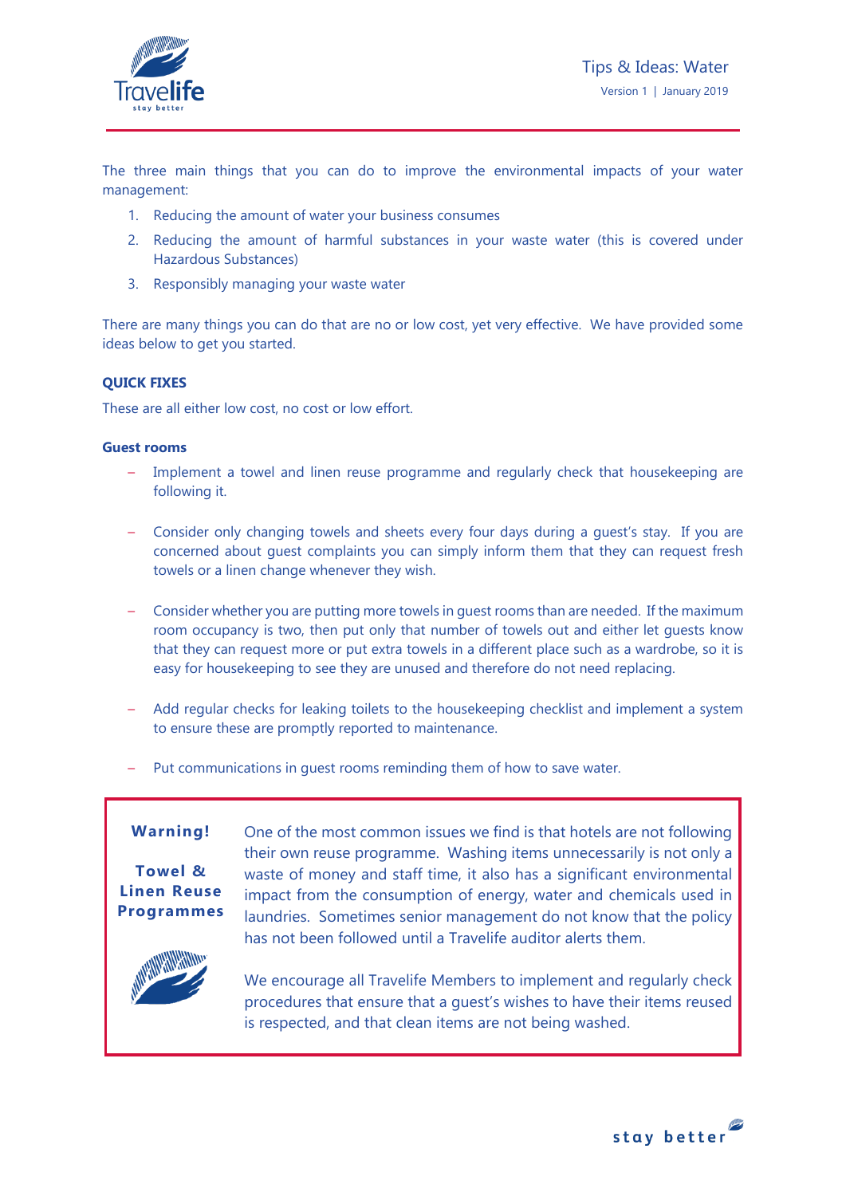# Tips & Ideas: Water

Version 1 | January 2019

The three main things that you can do to improve the environmental impacts of your water management:

1. Reducing the amount of water your business consumes
2. Reducing the amount of harmful substances in your waste water (this is covered under Hazardous Substances)
3. Responsibly managing your waste water

There are many things you can do that are no or low cost, yet very effective. We have provided some ideas below to get you started.

## QUICK FIXES

These are all either low cost, no cost or low effort.

### Guest rooms

- Implement a towel and linen reuse programme and regularly check that housekeeping are following it.
- Consider only changing towels and sheets every four days during a guest's stay. If you are concerned about guest complaints you can simply inform them that they can request fresh towels or a linen change whenever they wish.
- Consider whether you are putting more towels in guest rooms than are needed. If the maximum room occupancy is two, then put only that number of towels out and either let guests know that they can request more or put extra towels in a different place such as a wardrobe, so it is easy for housekeeping to see they are unused and therefore do not need replacing.
- Add regular checks for leaking toilets to the housekeeping checklist and implement a system to ensure these are promptly reported to maintenance.
- Put communications in guest rooms reminding them of how to save water.

> **Warning!**
>
> **Towel & Linen Reuse Programmes**
>
> One of the most common issues we find is that hotels are not following their own reuse programme. Washing items unnecessarily is not only a waste of money and staff time, it also has a significant environmental impact from the consumption of energy, water and chemicals used in laundries. Sometimes senior management do not know that the policy has not been followed until a Travelife auditor alerts them.
>
> We encourage all Travelife Members to implement and regularly check procedures that ensure that a guest's wishes to have their items reused is respected, and that clean items are not being washed.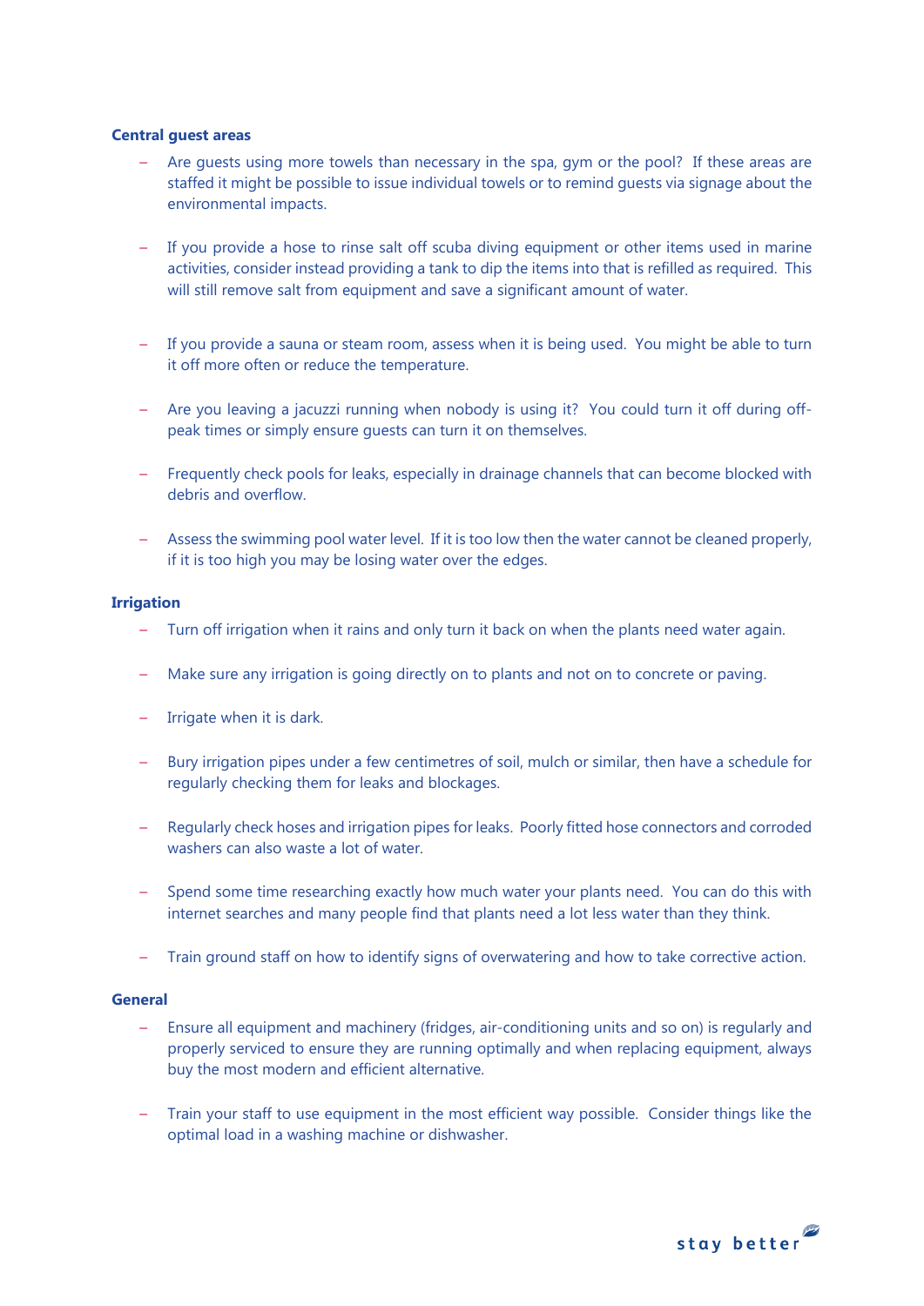**Central guest areas**

- Are guests using more towels than necessary in the spa, gym or the pool? If these areas are staffed it might be possible to issue individual towels or to remind guests via signage about the environmental impacts.

- If you provide a hose to rinse salt off scuba diving equipment or other items used in marine activities, consider instead providing a tank to dip the items into that is refilled as required. This will still remove salt from equipment and save a significant amount of water.

- If you provide a sauna or steam room, assess when it is being used. You might be able to turn it off more often or reduce the temperature.

- Are you leaving a jacuzzi running when nobody is using it? You could turn it off during off-peak times or simply ensure guests can turn it on themselves.

- Frequently check pools for leaks, especially in drainage channels that can become blocked with debris and overflow.

- Assess the swimming pool water level. If it is too low then the water cannot be cleaned properly, if it is too high you may be losing water over the edges.

**Irrigation**

- Turn off irrigation when it rains and only turn it back on when the plants need water again.

- Make sure any irrigation is going directly on to plants and not on to concrete or paving.

- Irrigate when it is dark.

- Bury irrigation pipes under a few centimetres of soil, mulch or similar, then have a schedule for regularly checking them for leaks and blockages.

- Regularly check hoses and irrigation pipes for leaks. Poorly fitted hose connectors and corroded washers can also waste a lot of water.

- Spend some time researching exactly how much water your plants need. You can do this with internet searches and many people find that plants need a lot less water than they think.

- Train ground staff on how to identify signs of overwatering and how to take corrective action.

**General**

- Ensure all equipment and machinery (fridges, air-conditioning units and so on) is regularly and properly serviced to ensure they are running optimally and when replacing equipment, always buy the most modern and efficient alternative.

- Train your staff to use equipment in the most efficient way possible. Consider things like the optimal load in a washing machine or dishwasher.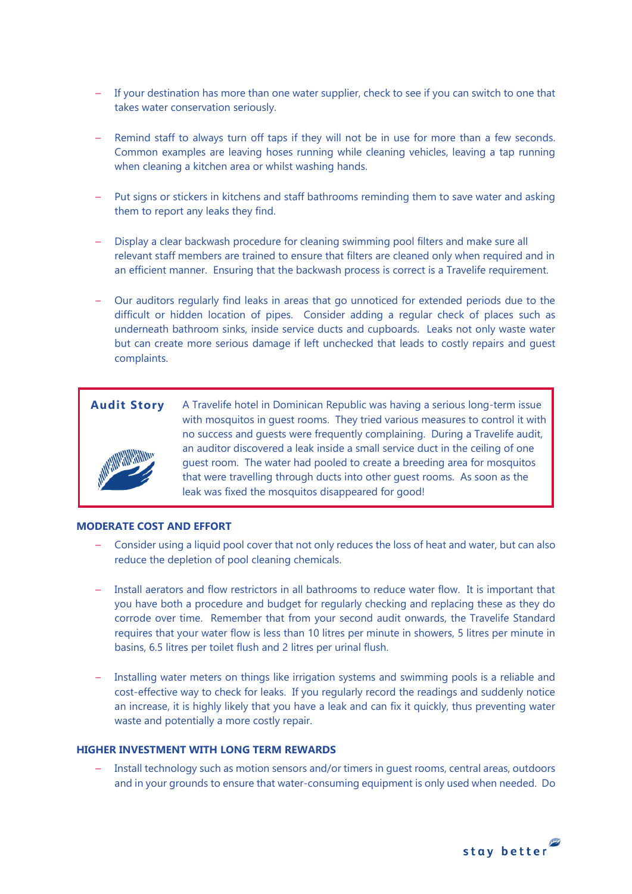- If your destination has more than one water supplier, check to see if you can switch to one that takes water conservation seriously.

- Remind staff to always turn off taps if they will not be in use for more than a few seconds. Common examples are leaving hoses running while cleaning vehicles, leaving a tap running when cleaning a kitchen area or whilst washing hands.

- Put signs or stickers in kitchens and staff bathrooms reminding them to save water and asking them to report any leaks they find.

- Display a clear backwash procedure for cleaning swimming pool filters and make sure all relevant staff members are trained to ensure that filters are cleaned only when required and in an efficient manner. Ensuring that the backwash process is correct is a Travelife requirement.

- Our auditors regularly find leaks in areas that go unnoticed for extended periods due to the difficult or hidden location of pipes. Consider adding a regular check of places such as underneath bathroom sinks, inside service ducts and cupboards. Leaks not only waste water but can create more serious damage if left unchecked that leads to costly repairs and guest complaints.

> **Audit Story**
>
> A Travelife hotel in Dominican Republic was having a serious long-term issue with mosquitos in guest rooms. They tried various measures to control it with no success and guests were frequently complaining. During a Travelife audit, an auditor discovered a leak inside a small service duct in the ceiling of one guest room. The water had pooled to create a breeding area for mosquitos that were travelling through ducts into other guest rooms. As soon as the leak was fixed the mosquitos disappeared for good!

### MODERATE COST AND EFFORT

- Consider using a liquid pool cover that not only reduces the loss of heat and water, but can also reduce the depletion of pool cleaning chemicals.

- Install aerators and flow restrictors in all bathrooms to reduce water flow. It is important that you have both a procedure and budget for regularly checking and replacing these as they do corrode over time. Remember that from your second audit onwards, the Travelife Standard requires that your water flow is less than 10 litres per minute in showers, 5 litres per minute in basins, 6.5 litres per toilet flush and 2 litres per urinal flush.

- Installing water meters on things like irrigation systems and swimming pools is a reliable and cost-effective way to check for leaks. If you regularly record the readings and suddenly notice an increase, it is highly likely that you have a leak and can fix it quickly, thus preventing water waste and potentially a more costly repair.

### HIGHER INVESTMENT WITH LONG TERM REWARDS

- Install technology such as motion sensors and/or timers in guest rooms, central areas, outdoors and in your grounds to ensure that water-consuming equipment is only used when needed. Do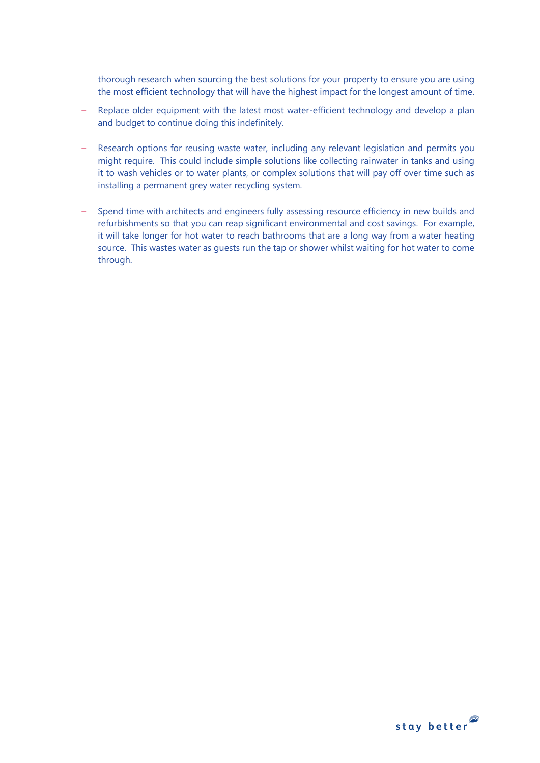thorough research when sourcing the best solutions for your property to ensure you are using the most efficient technology that will have the highest impact for the longest amount of time.

- Replace older equipment with the latest most water-efficient technology and develop a plan and budget to continue doing this indefinitely.

- Research options for reusing waste water, including any relevant legislation and permits you might require. This could include simple solutions like collecting rainwater in tanks and using it to wash vehicles or to water plants, or complex solutions that will pay off over time such as installing a permanent grey water recycling system.

- Spend time with architects and engineers fully assessing resource efficiency in new builds and refurbishments so that you can reap significant environmental and cost savings. For example, it will take longer for hot water to reach bathrooms that are a long way from a water heating source. This wastes water as guests run the tap or shower whilst waiting for hot water to come through.